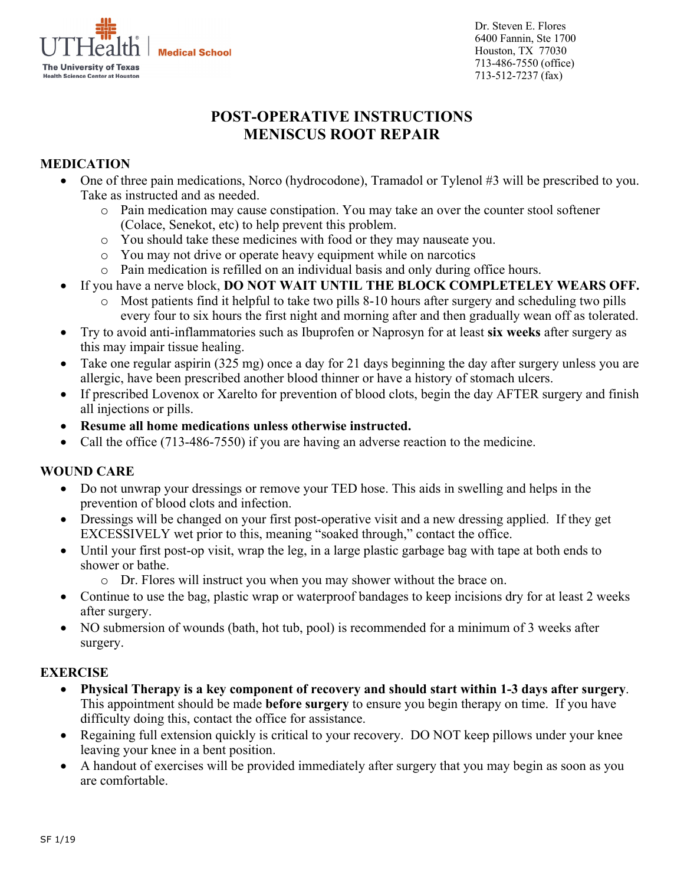UTHealth | Medical School
The University of Texas Health Science Center at Houston

Dr. Steven E. Flores
6400 Fannin, Ste 1700
Houston, TX 77030
713-486-7550 (office)
713-512-7237 (fax)

# POST-OPERATIVE INSTRUCTIONS
# MENISCUS ROOT REPAIR

## MEDICATION

- One of three pain medications, Norco (hydrocodone), Tramadol or Tylenol #3 will be prescribed to you. Take as instructed and as needed.
  - Pain medication may cause constipation. You may take an over the counter stool softener (Colace, Senekot, etc) to help prevent this problem.
  - You should take these medicines with food or they may nauseate you.
  - You may not drive or operate heavy equipment while on narcotics
  - Pain medication is refilled on an individual basis and only during office hours.
- If you have a nerve block, **DO NOT WAIT UNTIL THE BLOCK COMPLETELEY WEARS OFF.**
  - Most patients find it helpful to take two pills 8-10 hours after surgery and scheduling two pills every four to six hours the first night and morning after and then gradually wean off as tolerated.
- Try to avoid anti-inflammatories such as Ibuprofen or Naprosyn for at least **six weeks** after surgery as this may impair tissue healing.
- Take one regular aspirin (325 mg) once a day for 21 days beginning the day after surgery unless you are allergic, have been prescribed another blood thinner or have a history of stomach ulcers.
- If prescribed Lovenox or Xarelto for prevention of blood clots, begin the day AFTER surgery and finish all injections or pills.
- **Resume all home medications unless otherwise instructed.**
- Call the office (713-486-7550) if you are having an adverse reaction to the medicine.

## WOUND CARE

- Do not unwrap your dressings or remove your TED hose. This aids in swelling and helps in the prevention of blood clots and infection.
- Dressings will be changed on your first post-operative visit and a new dressing applied. If they get EXCESSIVELY wet prior to this, meaning "soaked through," contact the office.
- Until your first post-op visit, wrap the leg, in a large plastic garbage bag with tape at both ends to shower or bathe.
  - Dr. Flores will instruct you when you may shower without the brace on.
- Continue to use the bag, plastic wrap or waterproof bandages to keep incisions dry for at least 2 weeks after surgery.
- NO submersion of wounds (bath, hot tub, pool) is recommended for a minimum of 3 weeks after surgery.

## EXERCISE

- **Physical Therapy is a key component of recovery and should start within 1-3 days after surgery**. This appointment should be made **before surgery** to ensure you begin therapy on time. If you have difficulty doing this, contact the office for assistance.
- Regaining full extension quickly is critical to your recovery. DO NOT keep pillows under your knee leaving your knee in a bent position.
- A handout of exercises will be provided immediately after surgery that you may begin as soon as you are comfortable.

SF 1/19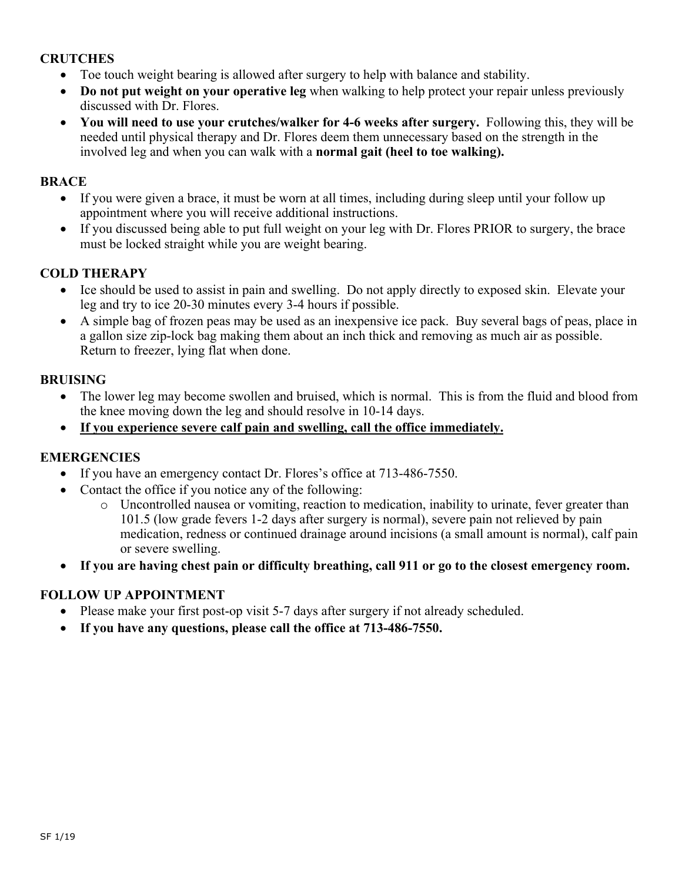## CRUTCHES

- Toe touch weight bearing is allowed after surgery to help with balance and stability.
- **Do not put weight on your operative leg** when walking to help protect your repair unless previously discussed with Dr. Flores.
- **You will need to use your crutches/walker for 4-6 weeks after surgery.** Following this, they will be needed until physical therapy and Dr. Flores deem them unnecessary based on the strength in the involved leg and when you can walk with a **normal gait (heel to toe walking).**

## BRACE

- If you were given a brace, it must be worn at all times, including during sleep until your follow up appointment where you will receive additional instructions.
- If you discussed being able to put full weight on your leg with Dr. Flores PRIOR to surgery, the brace must be locked straight while you are weight bearing.

## COLD THERAPY

- Ice should be used to assist in pain and swelling. Do not apply directly to exposed skin. Elevate your leg and try to ice 20-30 minutes every 3-4 hours if possible.
- A simple bag of frozen peas may be used as an inexpensive ice pack. Buy several bags of peas, place in a gallon size zip-lock bag making them about an inch thick and removing as much air as possible. Return to freezer, lying flat when done.

## BRUISING

- The lower leg may become swollen and bruised, which is normal. This is from the fluid and blood from the knee moving down the leg and should resolve in 10-14 days.
- **<u>If you experience severe calf pain and swelling, call the office immediately.</u>**

## EMERGENCIES

- If you have an emergency contact Dr. Flores's office at 713-486-7550.
- Contact the office if you notice any of the following:
  - Uncontrolled nausea or vomiting, reaction to medication, inability to urinate, fever greater than 101.5 (low grade fevers 1-2 days after surgery is normal), severe pain not relieved by pain medication, redness or continued drainage around incisions (a small amount is normal), calf pain or severe swelling.
- **If you are having chest pain or difficulty breathing, call 911 or go to the closest emergency room.**

## FOLLOW UP APPOINTMENT

- Please make your first post-op visit 5-7 days after surgery if not already scheduled.
- **If you have any questions, please call the office at 713-486-7550.**

SF 1/19